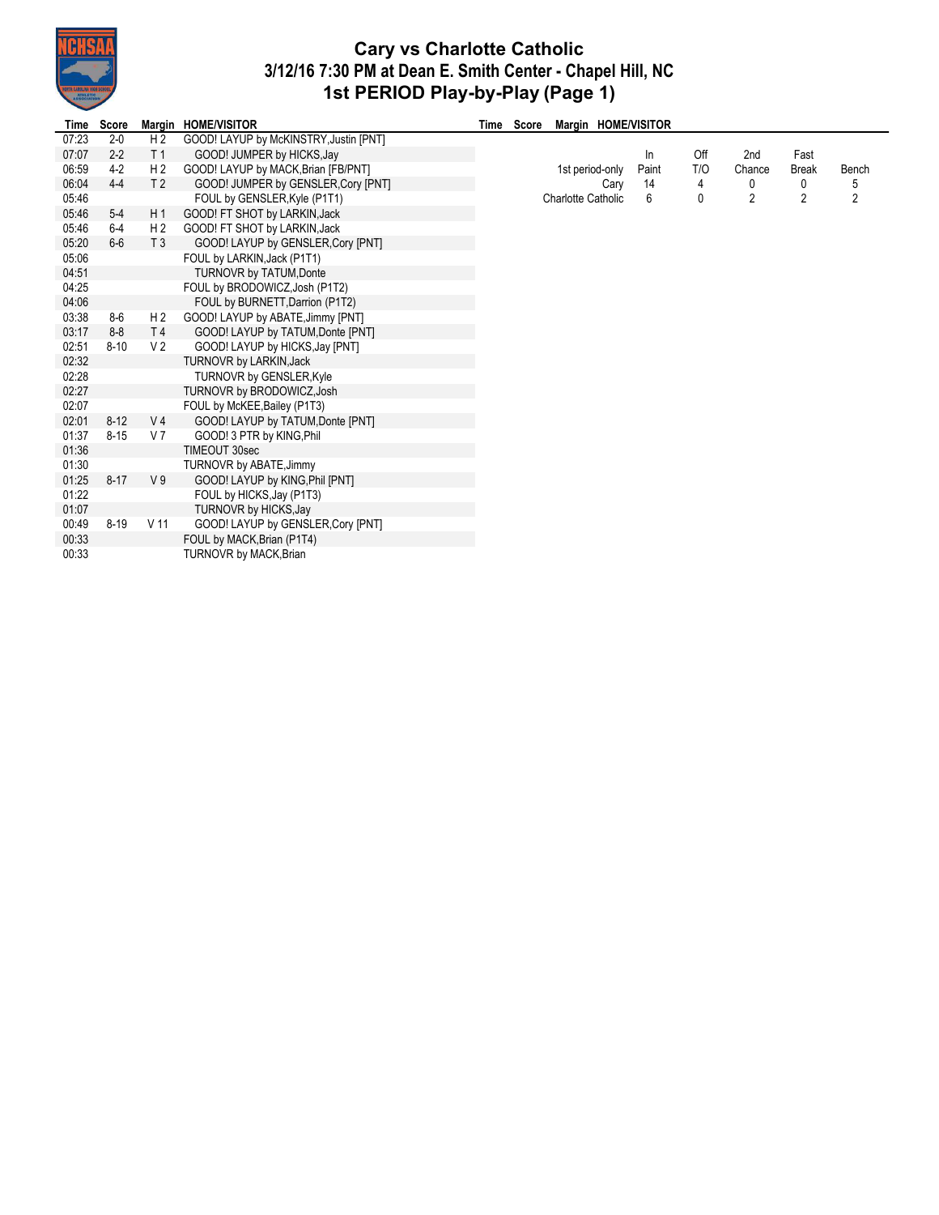# Cary vs Charlotte Catholic
## 3/12/16 7:30 PM at Dean E. Smith Center - Chapel Hill, NC
## 1st PERIOD Play-by-Play (Page 1)

| Time | Score | Margin | HOME/VISITOR |
|---|---|---|---|
| 07:23 | 2-0 | H 2 | GOOD! LAYUP by McKINSTRY,Justin [PNT] |
| 07:07 | 2-2 | T 1 | GOOD! JUMPER by HICKS,Jay |
| 06:59 | 4-2 | H 2 | GOOD! LAYUP by MACK,Brian [FB/PNT] |
| 06:04 | 4-4 | T 2 | GOOD! JUMPER by GENSLER,Cory [PNT] |
| 05:46 | | | FOUL by GENSLER,Kyle (P1T1) |
| 05:46 | 5-4 | H 1 | GOOD! FT SHOT by LARKIN,Jack |
| 05:46 | 6-4 | H 2 | GOOD! FT SHOT by LARKIN,Jack |
| 05:20 | 6-6 | T 3 | GOOD! LAYUP by GENSLER,Cory [PNT] |
| 05:06 | | | FOUL by LARKIN,Jack (P1T1) |
| 04:51 | | | TURNOVR by TATUM,Donte |
| 04:25 | | | FOUL by BRODOWICZ,Josh (P1T2) |
| 04:06 | | | FOUL by BURNETT,Darrion (P1T2) |
| 03:38 | 8-6 | H 2 | GOOD! LAYUP by ABATE,Jimmy [PNT] |
| 03:17 | 8-8 | T 4 | GOOD! LAYUP by TATUM,Donte [PNT] |
| 02:51 | 8-10 | V 2 | GOOD! LAYUP by HICKS,Jay [PNT] |
| 02:32 | | | TURNOVR by LARKIN,Jack |
| 02:28 | | | TURNOVR by GENSLER,Kyle |
| 02:27 | | | TURNOVR by BRODOWICZ,Josh |
| 02:07 | | | FOUL by McKEE,Bailey (P1T3) |
| 02:01 | 8-12 | V 4 | GOOD! LAYUP by TATUM,Donte [PNT] |
| 01:37 | 8-15 | V 7 | GOOD! 3 PTR by KING,Phil |
| 01:36 | | | TIMEOUT 30sec |
| 01:30 | | | TURNOVR by ABATE,Jimmy |
| 01:25 | 8-17 | V 9 | GOOD! LAYUP by KING,Phil [PNT] |
| 01:22 | | | FOUL by HICKS,Jay (P1T3) |
| 01:07 | | | TURNOVR by HICKS,Jay |
| 00:49 | 8-19 | V 11 | GOOD! LAYUP by GENSLER,Cory [PNT] |
| 00:33 | | | FOUL by MACK,Brian (P1T4) |
| 00:33 | | | TURNOVR by MACK,Brian |

| 1st period-only | In Paint | Off T/O | 2nd Chance | Fast Break | Bench |
|---|---|---|---|---|---|
| Cary | 14 | 4 | 0 | 0 | 5 |
| Charlotte Catholic | 6 | 0 | 2 | 2 | 2 |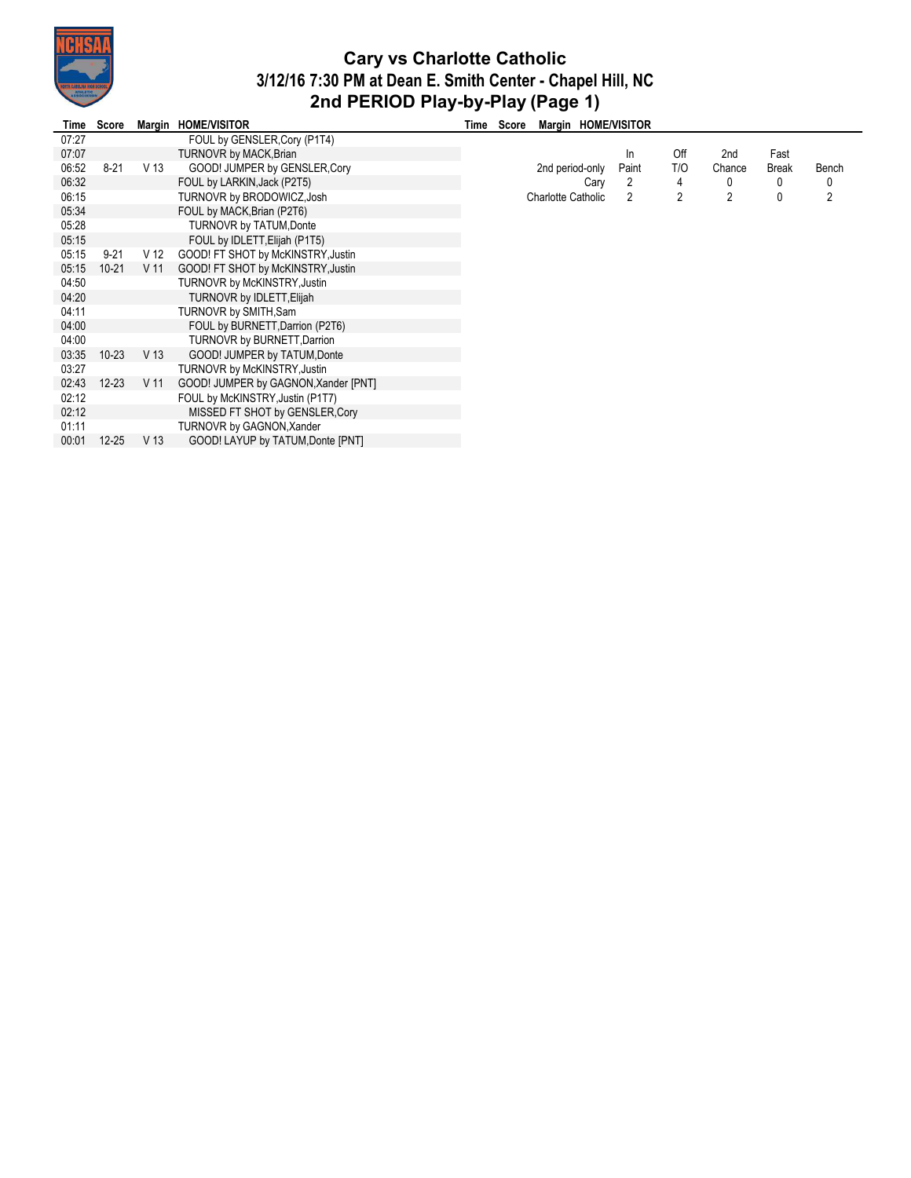# Cary vs Charlotte Catholic
## 3/12/16 7:30 PM at Dean E. Smith Center - Chapel Hill, NC
## 2nd PERIOD Play-by-Play (Page 1)

| Time | Score | Margin | HOME/VISITOR |
|---|---|---|---|
| 07:27 | | | FOUL by GENSLER,Cory (P1T4) |
| 07:07 | | | TURNOVR by MACK,Brian |
| 06:52 | 8-21 | V 13 | GOOD! JUMPER by GENSLER,Cory |
| 06:32 | | | FOUL by LARKIN,Jack (P2T5) |
| 06:15 | | | TURNOVR by BRODOWICZ,Josh |
| 05:34 | | | FOUL by MACK,Brian (P2T6) |
| 05:28 | | | TURNOVR by TATUM,Donte |
| 05:15 | | | FOUL by IDLETT,Elijah (P1T5) |
| 05:15 | 9-21 | V 12 | GOOD! FT SHOT by McKINSTRY,Justin |
| 05:15 | 10-21 | V 11 | GOOD! FT SHOT by McKINSTRY,Justin |
| 04:50 | | | TURNOVR by McKINSTRY,Justin |
| 04:20 | | | TURNOVR by IDLETT,Elijah |
| 04:11 | | | TURNOVR by SMITH,Sam |
| 04:00 | | | FOUL by BURNETT,Darrion (P2T6) |
| 04:00 | | | TURNOVR by BURNETT,Darrion |
| 03:35 | 10-23 | V 13 | GOOD! JUMPER by TATUM,Donte |
| 03:27 | | | TURNOVR by McKINSTRY,Justin |
| 02:43 | 12-23 | V 11 | GOOD! JUMPER by GAGNON,Xander [PNT] |
| 02:12 | | | FOUL by McKINSTRY,Justin (P1T7) |
| 02:12 | | | MISSED FT SHOT by GENSLER,Cory |
| 01:11 | | | TURNOVR by GAGNON,Xander |
| 00:01 | 12-25 | V 13 | GOOD! LAYUP by TATUM,Donte [PNT] |

| 2nd period-only | In Paint | Off T/O | 2nd Chance | Fast Break | Bench |
|---|---|---|---|---|---|
| Cary | 2 | 4 | 0 | 0 | 0 |
| Charlotte Catholic | 2 | 2 | 2 | 0 | 2 |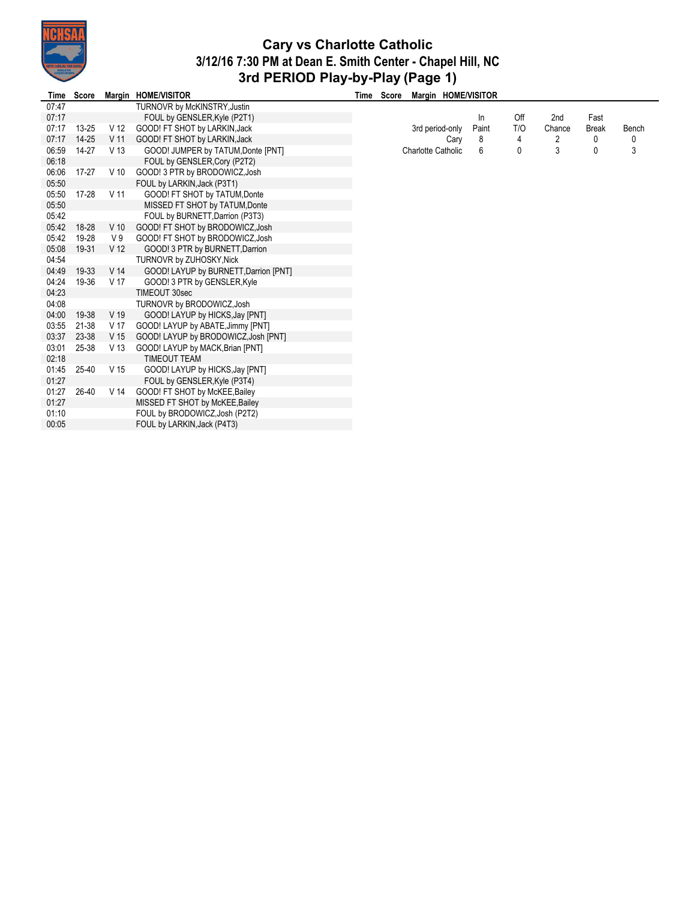# Cary vs Charlotte Catholic

## 3/12/16 7:30 PM at Dean E. Smith Center - Chapel Hill, NC

## 3rd PERIOD Play-by-Play (Page 1)

| Time | Score | Margin | HOME/VISITOR |
|---|---|---|---|
| 07:47 | | | TURNOVR by McKINSTRY,Justin |
| 07:17 | | | FOUL by GENSLER,Kyle (P2T1) |
| 07:17 | 13-25 | V 12 | GOOD! FT SHOT by LARKIN,Jack |
| 07:17 | 14-25 | V 11 | GOOD! FT SHOT by LARKIN,Jack |
| 06:59 | 14-27 | V 13 | GOOD! JUMPER by TATUM,Donte [PNT] |
| 06:18 | | | FOUL by GENSLER,Cory (P2T2) |
| 06:06 | 17-27 | V 10 | GOOD! 3 PTR by BRODOWICZ,Josh |
| 05:50 | | | FOUL by LARKIN,Jack (P3T1) |
| 05:50 | 17-28 | V 11 | GOOD! FT SHOT by TATUM,Donte |
| 05:50 | | | MISSED FT SHOT by TATUM,Donte |
| 05:42 | | | FOUL by BURNETT,Darrion (P3T3) |
| 05:42 | 18-28 | V 10 | GOOD! FT SHOT by BRODOWICZ,Josh |
| 05:42 | 19-28 | V 9 | GOOD! FT SHOT by BRODOWICZ,Josh |
| 05:08 | 19-31 | V 12 | GOOD! 3 PTR by BURNETT,Darrion |
| 04:54 | | | TURNOVR by ZUHOSKY,Nick |
| 04:49 | 19-33 | V 14 | GOOD! LAYUP by BURNETT,Darrion [PNT] |
| 04:24 | 19-36 | V 17 | GOOD! 3 PTR by GENSLER,Kyle |
| 04:23 | | | TIMEOUT 30sec |
| 04:08 | | | TURNOVR by BRODOWICZ,Josh |
| 04:00 | 19-38 | V 19 | GOOD! LAYUP by HICKS,Jay [PNT] |
| 03:55 | 21-38 | V 17 | GOOD! LAYUP by ABATE,Jimmy [PNT] |
| 03:37 | 23-38 | V 15 | GOOD! LAYUP by BRODOWICZ,Josh [PNT] |
| 03:01 | 25-38 | V 13 | GOOD! LAYUP by MACK,Brian [PNT] |
| 02:18 | | | TIMEOUT TEAM |
| 01:45 | 25-40 | V 15 | GOOD! LAYUP by HICKS,Jay [PNT] |
| 01:27 | | | FOUL by GENSLER,Kyle (P3T4) |
| 01:27 | 26-40 | V 14 | GOOD! FT SHOT by McKEE,Bailey |
| 01:27 | | | MISSED FT SHOT by McKEE,Bailey |
| 01:10 | | | FOUL by BRODOWICZ,Josh (P2T2) |
| 00:05 | | | FOUL by LARKIN,Jack (P4T3) |

| 3rd period-only | In Paint | Off T/O | 2nd Chance | Fast Break | Bench |
|---|---|---|---|---|---|
| Cary | 8 | 4 | 2 | 0 | 0 |
| Charlotte Catholic | 6 | 0 | 3 | 0 | 3 |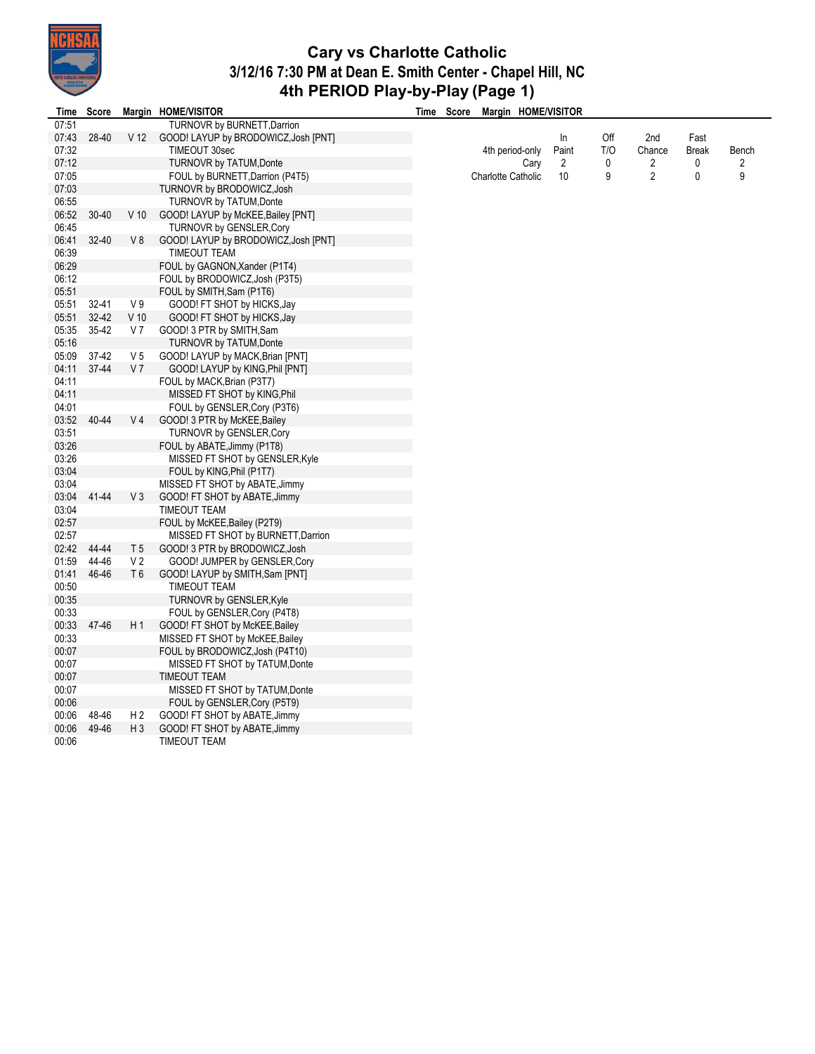# Cary vs Charlotte Catholic
## 3/12/16 7:30 PM at Dean E. Smith Center - Chapel Hill, NC
## 4th PERIOD Play-by-Play (Page 1)

| Time | Score | Margin | HOME/VISITOR |
|---|---|---|---|
| 07:51 | | | TURNOVR by BURNETT,Darrion |
| 07:43 | 28-40 | V 12 | GOOD! LAYUP by BRODOWICZ,Josh [PNT] |
| 07:32 | | | TIMEOUT 30sec |
| 07:12 | | | TURNOVR by TATUM,Donte |
| 07:05 | | | FOUL by BURNETT,Darrion (P4T5) |
| 07:03 | | | TURNOVR by BRODOWICZ,Josh |
| 06:55 | | | TURNOVR by TATUM,Donte |
| 06:52 | 30-40 | V 10 | GOOD! LAYUP by McKEE,Bailey [PNT] |
| 06:45 | | | TURNOVR by GENSLER,Cory |
| 06:41 | 32-40 | V 8 | GOOD! LAYUP by BRODOWICZ,Josh [PNT] |
| 06:39 | | | TIMEOUT TEAM |
| 06:29 | | | FOUL by GAGNON,Xander (P1T4) |
| 06:12 | | | FOUL by BRODOWICZ,Josh (P3T5) |
| 05:51 | | | FOUL by SMITH,Sam (P1T6) |
| 05:51 | 32-41 | V 9 | GOOD! FT SHOT by HICKS,Jay |
| 05:51 | 32-42 | V 10 | GOOD! FT SHOT by HICKS,Jay |
| 05:35 | 35-42 | V 7 | GOOD! 3 PTR by SMITH,Sam |
| 05:16 | | | TURNOVR by TATUM,Donte |
| 05:09 | 37-42 | V 5 | GOOD! LAYUP by MACK,Brian [PNT] |
| 04:11 | 37-44 | V 7 | GOOD! LAYUP by KING,Phil [PNT] |
| 04:11 | | | FOUL by MACK,Brian (P3T7) |
| 04:11 | | | MISSED FT SHOT by KING,Phil |
| 04:01 | | | FOUL by GENSLER,Cory (P3T6) |
| 03:52 | 40-44 | V 4 | GOOD! 3 PTR by McKEE,Bailey |
| 03:51 | | | TURNOVR by GENSLER,Cory |
| 03:26 | | | FOUL by ABATE,Jimmy (P1T8) |
| 03:26 | | | MISSED FT SHOT by GENSLER,Kyle |
| 03:04 | | | FOUL by KING,Phil (P1T7) |
| 03:04 | | | MISSED FT SHOT by ABATE,Jimmy |
| 03:04 | 41-44 | V 3 | GOOD! FT SHOT by ABATE,Jimmy |
| 03:04 | | | TIMEOUT TEAM |
| 02:57 | | | FOUL by McKEE,Bailey (P2T9) |
| 02:57 | | | MISSED FT SHOT by BURNETT,Darrion |
| 02:42 | 44-44 | T 5 | GOOD! 3 PTR by BRODOWICZ,Josh |
| 01:59 | 44-46 | V 2 | GOOD! JUMPER by GENSLER,Cory |
| 01:41 | 46-46 | T 6 | GOOD! LAYUP by SMITH,Sam [PNT] |
| 00:50 | | | TIMEOUT TEAM |
| 00:35 | | | TURNOVR by GENSLER,Kyle |
| 00:33 | | | FOUL by GENSLER,Cory (P4T8) |
| 00:33 | 47-46 | H 1 | GOOD! FT SHOT by McKEE,Bailey |
| 00:33 | | | MISSED FT SHOT by McKEE,Bailey |
| 00:07 | | | FOUL by BRODOWICZ,Josh (P4T10) |
| 00:07 | | | MISSED FT SHOT by TATUM,Donte |
| 00:07 | | | TIMEOUT TEAM |
| 00:07 | | | MISSED FT SHOT by TATUM,Donte |
| 00:06 | | | FOUL by GENSLER,Cory (P5T9) |
| 00:06 | 48-46 | H 2 | GOOD! FT SHOT by ABATE,Jimmy |
| 00:06 | 49-46 | H 3 | GOOD! FT SHOT by ABATE,Jimmy |
| 00:06 | | | TIMEOUT TEAM |

| 4th period-only | In Paint | Off T/O | 2nd Chance | Fast Break | Bench |
|---|---|---|---|---|---|
| Cary | 2 | 0 | 2 | 0 | 2 |
| Charlotte Catholic | 10 | 9 | 2 | 0 | 9 |